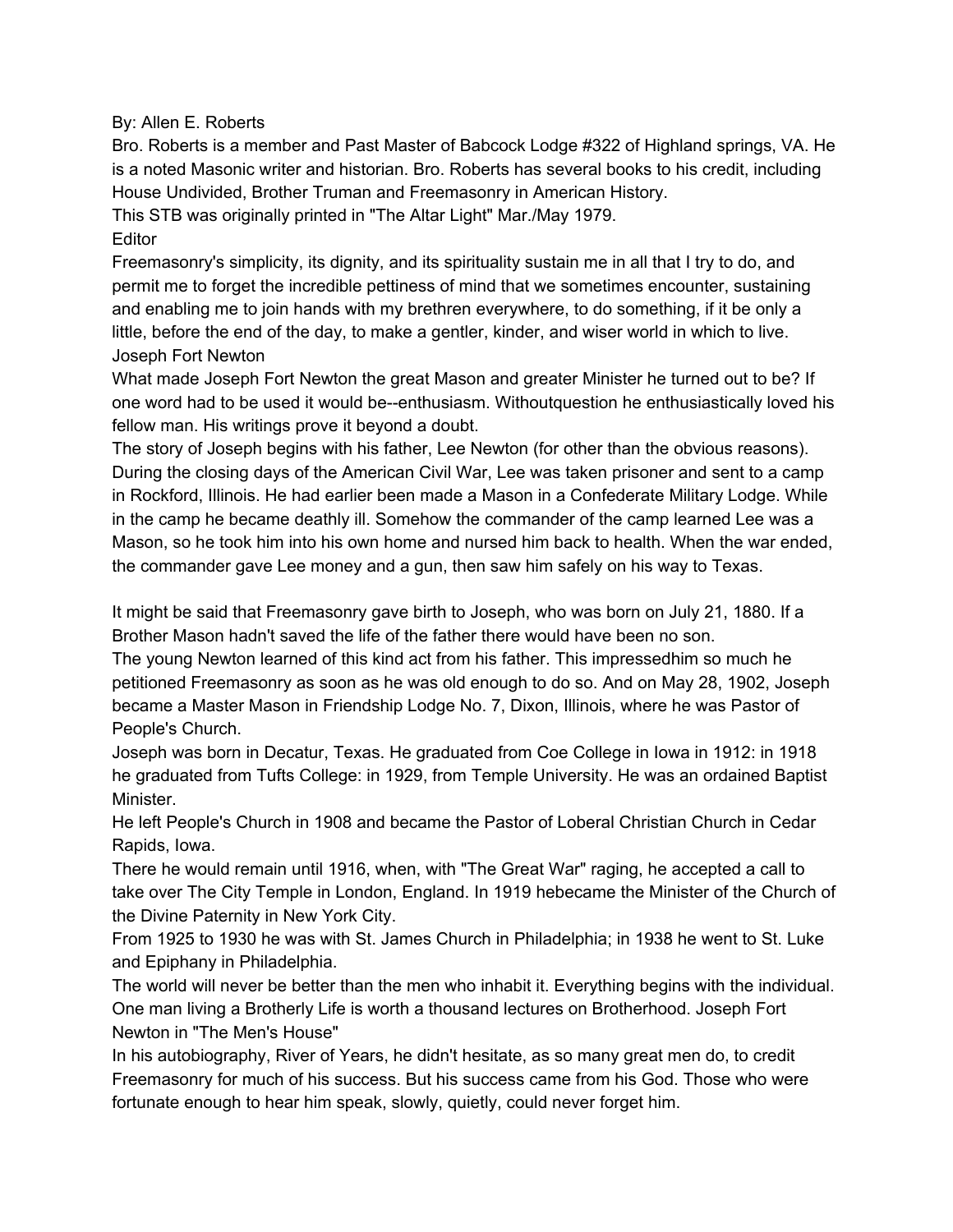By: Allen E. Roberts

Bro. Roberts is a member and Past Master of Babcock Lodge #322 of Highland springs, VA. He is a noted Masonic writer and historian. Bro. Roberts has several books to his credit, including House Undivided, Brother Truman and Freemasonry in American History.

This STB was originally printed in "The Altar Light" Mar./May 1979.

Editor

Freemasonry's simplicity, its dignity, and its spirituality sustain me in all that I try to do, and permit me to forget the incredible pettiness of mind that we sometimes encounter, sustaining and enabling me to join hands with my brethren everywhere, to do something, if it be only a little, before the end of the day, to make a gentler, kinder, and wiser world in which to live. Joseph Fort Newton

What made Joseph Fort Newton the great Mason and greater Minister he turned out to be? If one word had to be used it would be--enthusiasm. Withoutquestion he enthusiastically loved his fellow man. His writings prove it beyond a doubt.

The story of Joseph begins with his father, Lee Newton (for other than the obvious reasons). During the closing days of the American Civil War, Lee was taken prisoner and sent to a camp in Rockford, Illinois. He had earlier been made a Mason in a Confederate Military Lodge. While in the camp he became deathly ill. Somehow the commander of the camp learned Lee was a Mason, so he took him into his own home and nursed him back to health. When the war ended, the commander gave Lee money and a gun, then saw him safely on his way to Texas.

It might be said that Freemasonry gave birth to Joseph, who was born on July 21, 1880. If a Brother Mason hadn't saved the life of the father there would have been no son.

The young Newton learned of this kind act from his father. This impressedhim so much he petitioned Freemasonry as soon as he was old enough to do so. And on May 28, 1902, Joseph became a Master Mason in Friendship Lodge No. 7, Dixon, Illinois, where he was Pastor of People's Church.

Joseph was born in Decatur, Texas. He graduated from Coe College in Iowa in 1912: in 1918 he graduated from Tufts College: in 1929, from Temple University. He was an ordained Baptist Minister.

He left People's Church in 1908 and became the Pastor of Loberal Christian Church in Cedar Rapids, Iowa.

There he would remain until 1916, when, with "The Great War" raging, he accepted a call to take over The City Temple in London, England. In 1919 hebecame the Minister of the Church of the Divine Paternity in New York City.

From 1925 to 1930 he was with St. James Church in Philadelphia; in 1938 he went to St. Luke and Epiphany in Philadelphia.

The world will never be better than the men who inhabit it. Everything begins with the individual. One man living a Brotherly Life is worth a thousand lectures on Brotherhood. Joseph Fort Newton in "The Men's House"

In his autobiography, River of Years, he didn't hesitate, as so many great men do, to credit Freemasonry for much of his success. But his success came from his God. Those who were fortunate enough to hear him speak, slowly, quietly, could never forget him.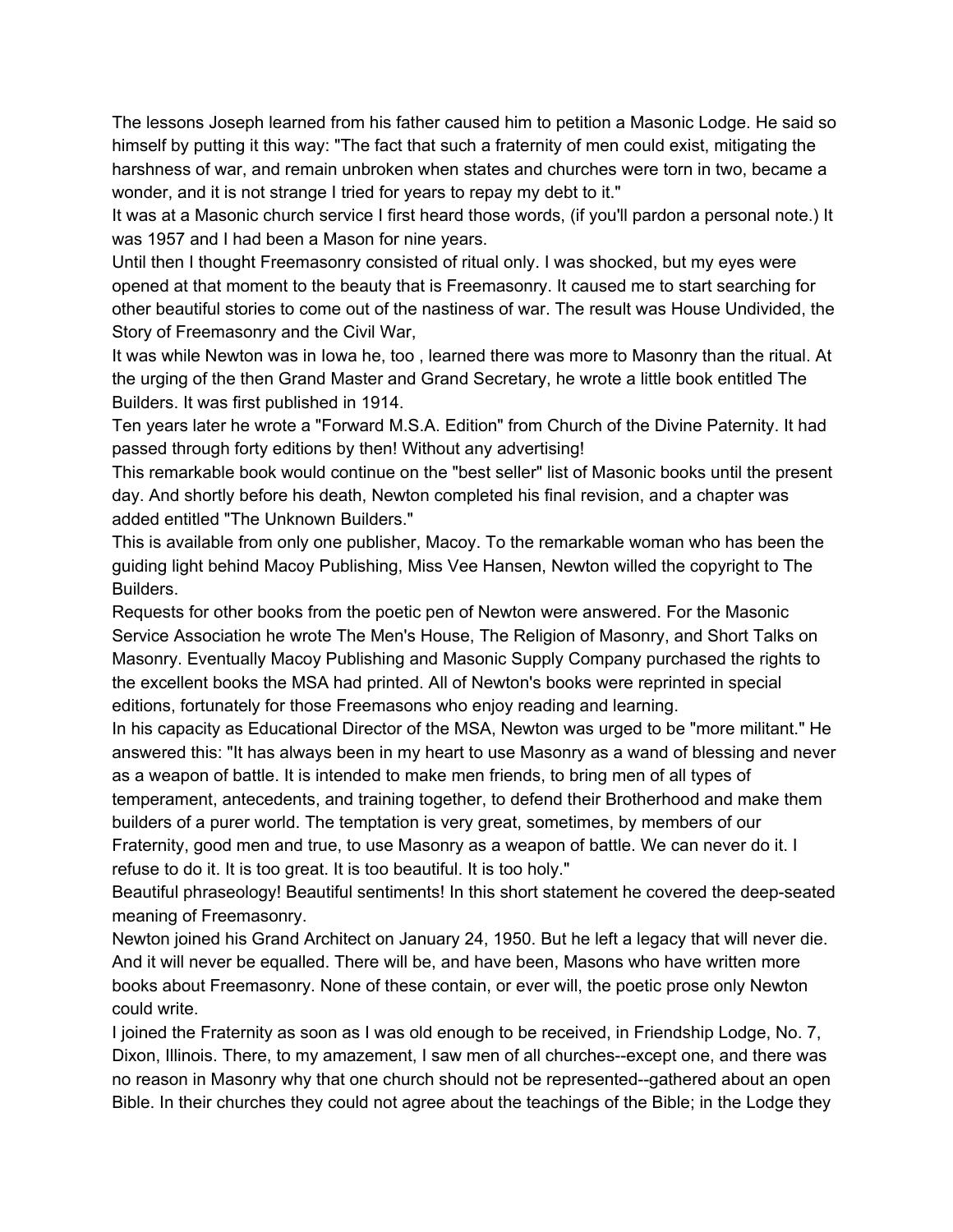The lessons Joseph learned from his father caused him to petition a Masonic Lodge. He said so himself by putting it this way: "The fact that such a fraternity of men could exist, mitigating the harshness of war, and remain unbroken when states and churches were torn in two, became a wonder, and it is not strange I tried for years to repay my debt to it."

It was at a Masonic church service I first heard those words, (if you'll pardon a personal note.) It was 1957 and I had been a Mason for nine years.

Until then I thought Freemasonry consisted of ritual only. I was shocked, but my eyes were opened at that moment to the beauty that is Freemasonry. It caused me to start searching for other beautiful stories to come out of the nastiness of war. The result was House Undivided, the Story of Freemasonry and the Civil War,

It was while Newton was in Iowa he, too , learned there was more to Masonry than the ritual. At the urging of the then Grand Master and Grand Secretary, he wrote a little book entitled The Builders. It was first published in 1914.

Ten years later he wrote a "Forward M.S.A. Edition" from Church of the Divine Paternity. It had passed through forty editions by then! Without any advertising!

This remarkable book would continue on the "best seller" list of Masonic books until the present day. And shortly before his death, Newton completed his final revision, and a chapter was added entitled "The Unknown Builders."

This is available from only one publisher, Macoy. To the remarkable woman who has been the guiding light behind Macoy Publishing, Miss Vee Hansen, Newton willed the copyright to The Builders.

Requests for other books from the poetic pen of Newton were answered. For the Masonic Service Association he wrote The Men's House, The Religion of Masonry, and Short Talks on Masonry. Eventually Macoy Publishing and Masonic Supply Company purchased the rights to the excellent books the MSA had printed. All of Newton's books were reprinted in special editions, fortunately for those Freemasons who enjoy reading and learning.

In his capacity as Educational Director of the MSA, Newton was urged to be "more militant." He answered this: "It has always been in my heart to use Masonry as a wand of blessing and never as a weapon of battle. It is intended to make men friends, to bring men of all types of temperament, antecedents, and training together, to defend their Brotherhood and make them builders of a purer world. The temptation is very great, sometimes, by members of our Fraternity, good men and true, to use Masonry as a weapon of battle. We can never do it. I refuse to do it. It is too great. It is too beautiful. It is too holy."

Beautiful phraseology! Beautiful sentiments! In this short statement he covered the deep-seated meaning of Freemasonry.

Newton joined his Grand Architect on January 24, 1950. But he left a legacy that will never die. And it will never be equalled. There will be, and have been, Masons who have written more books about Freemasonry. None of these contain, or ever will, the poetic prose only Newton could write.

I joined the Fraternity as soon as I was old enough to be received, in Friendship Lodge, No. 7, Dixon, Illinois. There, to my amazement, I saw men of all churches--except one, and there was no reason in Masonry why that one church should not be represented--gathered about an open Bible. In their churches they could not agree about the teachings of the Bible; in the Lodge they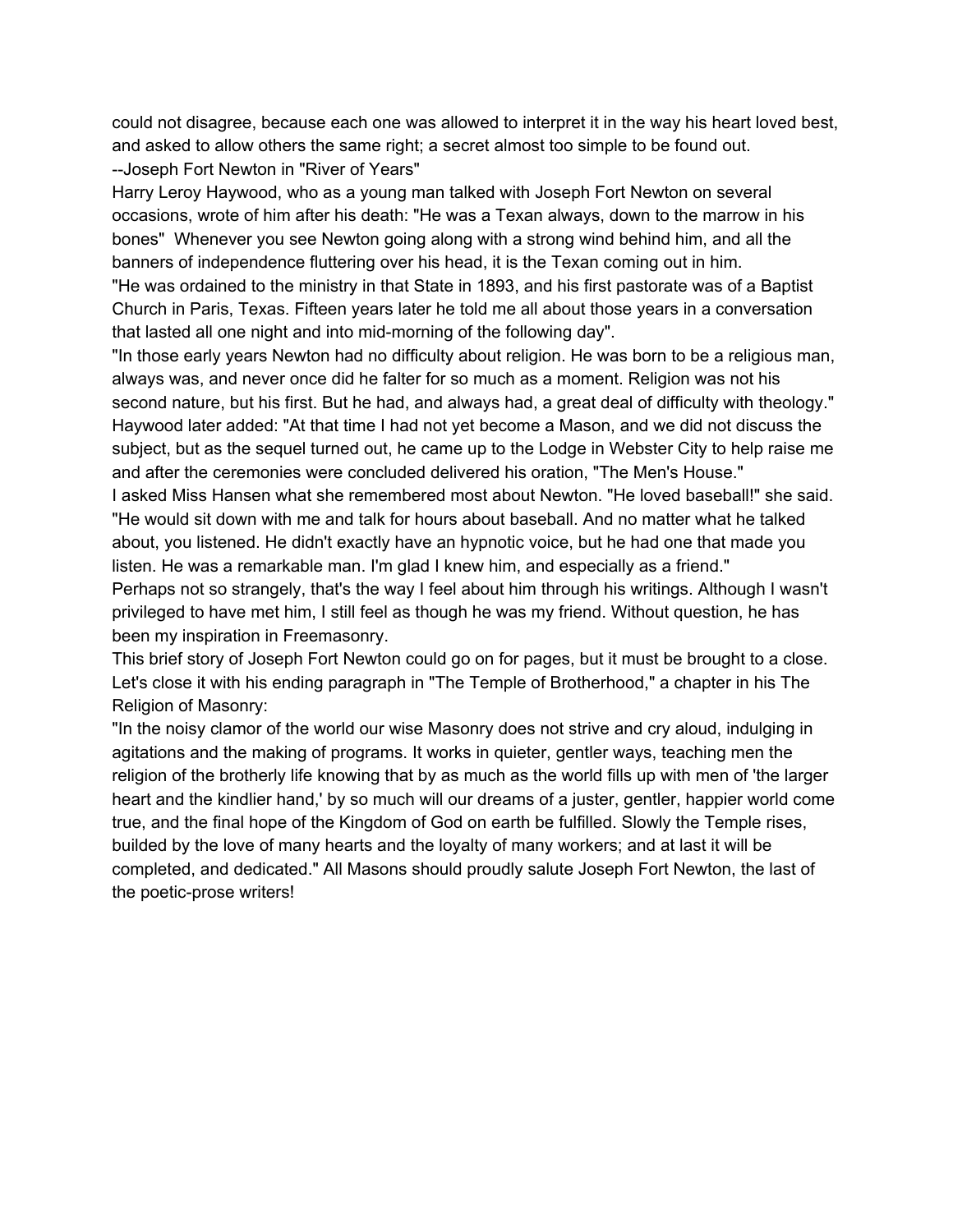could not disagree, because each one was allowed to interpret it in the way his heart loved best, and asked to allow others the same right; a secret almost too simple to be found out.

--Joseph Fort Newton in "River of Years"

Harry Leroy Haywood, who as a young man talked with Joseph Fort Newton on several occasions, wrote of him after his death: "He was a Texan always, down to the marrow in his bones" Whenever you see Newton going along with a strong wind behind him, and all the banners of independence fluttering over his head, it is the Texan coming out in him.

"He was ordained to the ministry in that State in 1893, and his first pastorate was of a Baptist Church in Paris, Texas. Fifteen years later he told me all about those years in a conversation that lasted all one night and into mid-morning of the following day".

"In those early years Newton had no difficulty about religion. He was born to be a religious man, always was, and never once did he falter for so much as a moment. Religion was not his second nature, but his first. But he had, and always had, a great deal of difficulty with theology."

Haywood later added: "At that time I had not yet become a Mason, and we did not discuss the subject, but as the sequel turned out, he came up to the Lodge in Webster City to help raise me and after the ceremonies were concluded delivered his oration, "The Men's House."

I asked Miss Hansen what she remembered most about Newton. "He loved baseball!" she said. "He would sit down with me and talk for hours about baseball. And no matter what he talked about, you listened. He didn't exactly have an hypnotic voice, but he had one that made you listen. He was a remarkable man. I'm glad I knew him, and especially as a friend."

Perhaps not so strangely, that's the way I feel about him through his writings. Although I wasn't privileged to have met him, I still feel as though he was my friend. Without question, he has been my inspiration in Freemasonry.

This brief story of Joseph Fort Newton could go on for pages, but it must be brought to a close. Let's close it with his ending paragraph in "The Temple of Brotherhood," a chapter in his The Religion of Masonry:

"In the noisy clamor of the world our wise Masonry does not strive and cry aloud, indulging in agitations and the making of programs. It works in quieter, gentler ways, teaching men the religion of the brotherly life knowing that by as much as the world fills up with men of 'the larger heart and the kindlier hand,' by so much will our dreams of a juster, gentler, happier world come true, and the final hope of the Kingdom of God on earth be fulfilled. Slowly the Temple rises, builded by the love of many hearts and the loyalty of many workers; and at last it will be completed, and dedicated." All Masons should proudly salute Joseph Fort Newton, the last of the poetic-prose writers!